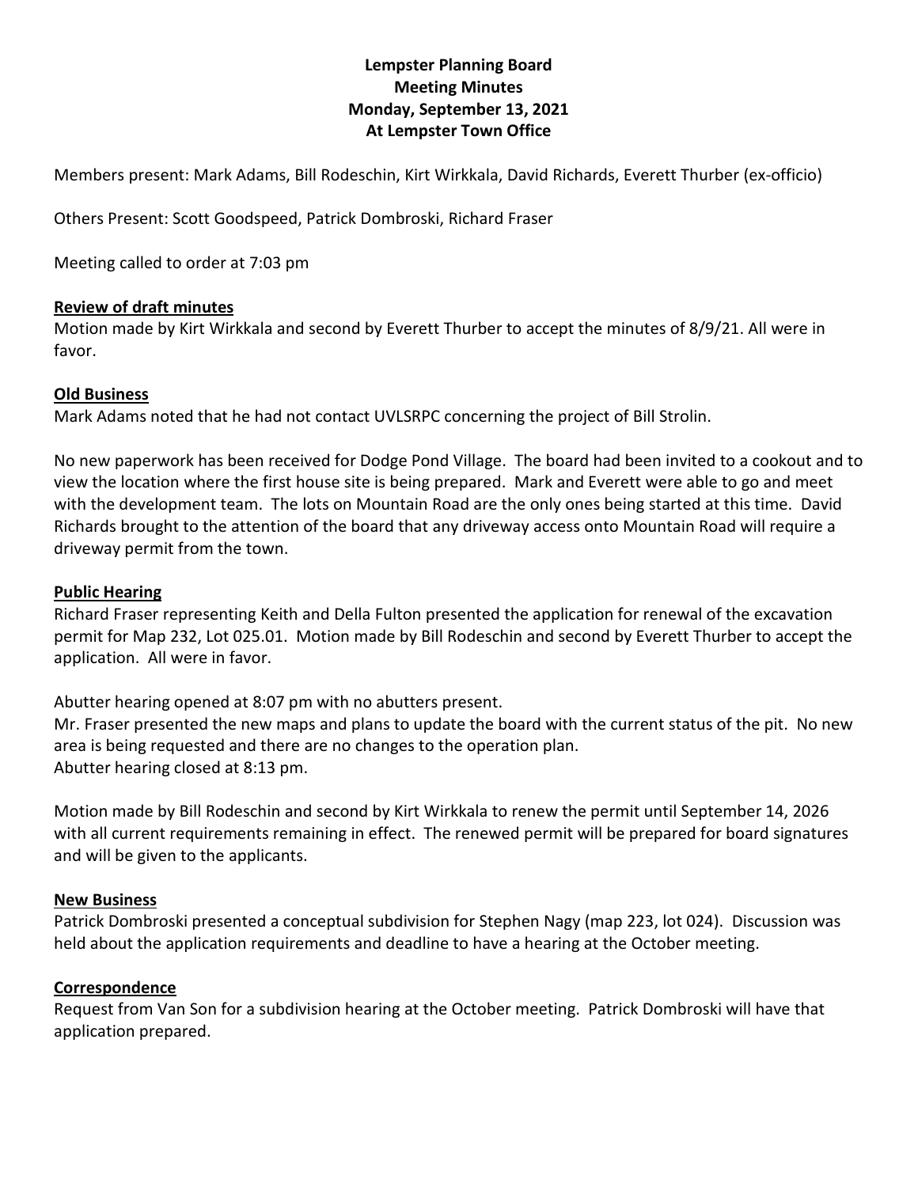**Lempster Planning Board**
**Meeting Minutes**
**Monday, September 13, 2021**
**At Lempster Town Office**

Members present: Mark Adams, Bill Rodeschin, Kirt Wirkkala, David Richards, Everett Thurber (ex-officio)

Others Present: Scott Goodspeed, Patrick Dombroski, Richard Fraser

Meeting called to order at 7:03 pm

**Review of draft minutes**

Motion made by Kirt Wirkkala and second by Everett Thurber to accept the minutes of 8/9/21. All were in favor.

**Old Business**

Mark Adams noted that he had not contact UVLSRPC concerning the project of Bill Strolin.

No new paperwork has been received for Dodge Pond Village. The board had been invited to a cookout and to view the location where the first house site is being prepared. Mark and Everett were able to go and meet with the development team. The lots on Mountain Road are the only ones being started at this time. David Richards brought to the attention of the board that any driveway access onto Mountain Road will require a driveway permit from the town.

**Public Hearing**

Richard Fraser representing Keith and Della Fulton presented the application for renewal of the excavation permit for Map 232, Lot 025.01. Motion made by Bill Rodeschin and second by Everett Thurber to accept the application. All were in favor.

Abutter hearing opened at 8:07 pm with no abutters present.
Mr. Fraser presented the new maps and plans to update the board with the current status of the pit. No new area is being requested and there are no changes to the operation plan.
Abutter hearing closed at 8:13 pm.

Motion made by Bill Rodeschin and second by Kirt Wirkkala to renew the permit until September 14, 2026 with all current requirements remaining in effect. The renewed permit will be prepared for board signatures and will be given to the applicants.

**New Business**

Patrick Dombroski presented a conceptual subdivision for Stephen Nagy (map 223, lot 024). Discussion was held about the application requirements and deadline to have a hearing at the October meeting.

**Correspondence**

Request from Van Son for a subdivision hearing at the October meeting. Patrick Dombroski will have that application prepared.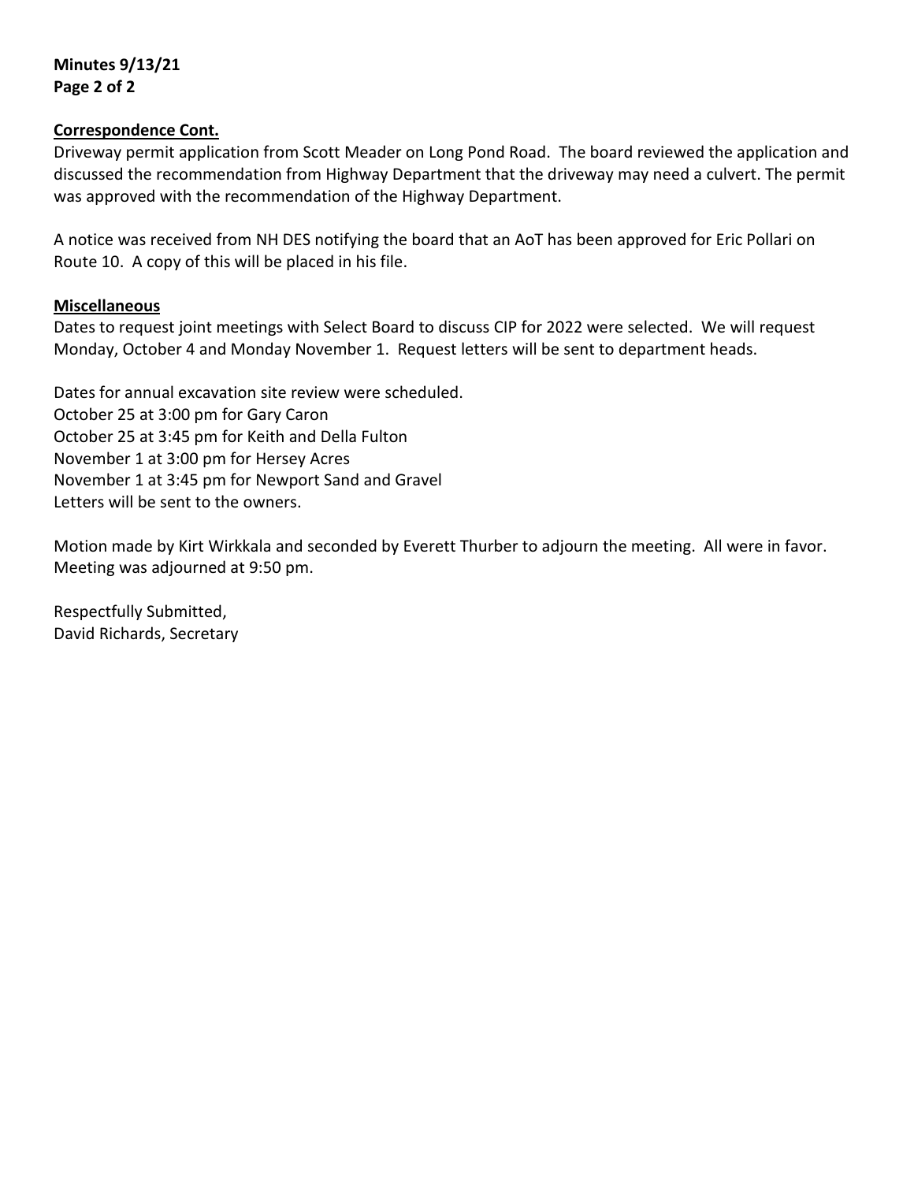**Correspondence Cont.**

Driveway permit application from Scott Meader on Long Pond Road. The board reviewed the application and discussed the recommendation from Highway Department that the driveway may need a culvert. The permit was approved with the recommendation of the Highway Department.

A notice was received from NH DES notifying the board that an AoT has been approved for Eric Pollari on Route 10. A copy of this will be placed in his file.

**Miscellaneous**

Dates to request joint meetings with Select Board to discuss CIP for 2022 were selected. We will request Monday, October 4 and Monday November 1. Request letters will be sent to department heads.

Dates for annual excavation site review were scheduled.
October 25 at 3:00 pm for Gary Caron
October 25 at 3:45 pm for Keith and Della Fulton
November 1 at 3:00 pm for Hersey Acres
November 1 at 3:45 pm for Newport Sand and Gravel
Letters will be sent to the owners.

Motion made by Kirt Wirkkala and seconded by Everett Thurber to adjourn the meeting. All were in favor. Meeting was adjourned at 9:50 pm.

Respectfully Submitted,
David Richards, Secretary